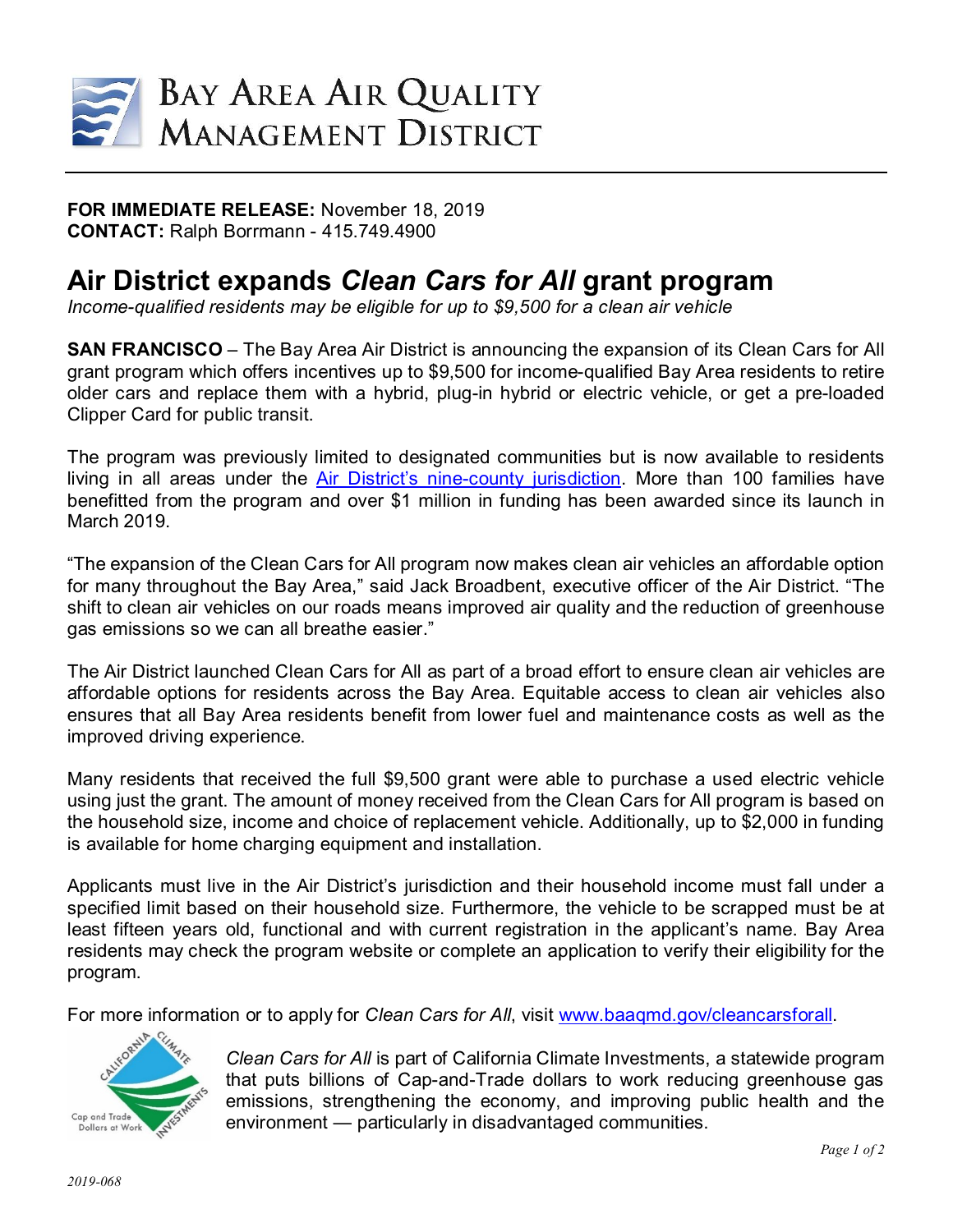# Bay Area Air Quality Management District

**FOR IMMEDIATE RELEASE:** November 18, 2019
**CONTACT:** Ralph Borrmann - 415.749.4900

## Air District expands *Clean Cars for All* grant program

*Income-qualified residents may be eligible for up to $9,500 for a clean air vehicle*

**SAN FRANCISCO** – The Bay Area Air District is announcing the expansion of its Clean Cars for All grant program which offers incentives up to $9,500 for income-qualified Bay Area residents to retire older cars and replace them with a hybrid, plug-in hybrid or electric vehicle, or get a pre-loaded Clipper Card for public transit.

The program was previously limited to designated communities but is now available to residents living in all areas under the Air District's nine-county jurisdiction. More than 100 families have benefitted from the program and over $1 million in funding has been awarded since its launch in March 2019.

"The expansion of the Clean Cars for All program now makes clean air vehicles an affordable option for many throughout the Bay Area," said Jack Broadbent, executive officer of the Air District. "The shift to clean air vehicles on our roads means improved air quality and the reduction of greenhouse gas emissions so we can all breathe easier."

The Air District launched Clean Cars for All as part of a broad effort to ensure clean air vehicles are affordable options for residents across the Bay Area. Equitable access to clean air vehicles also ensures that all Bay Area residents benefit from lower fuel and maintenance costs as well as the improved driving experience.

Many residents that received the full $9,500 grant were able to purchase a used electric vehicle using just the grant. The amount of money received from the Clean Cars for All program is based on the household size, income and choice of replacement vehicle. Additionally, up to $2,000 in funding is available for home charging equipment and installation.

Applicants must live in the Air District's jurisdiction and their household income must fall under a specified limit based on their household size. Furthermore, the vehicle to be scrapped must be at least fifteen years old, functional and with current registration in the applicant's name. Bay Area residents may check the program website or complete an application to verify their eligibility for the program.

For more information or to apply for *Clean Cars for All*, visit www.baaqmd.gov/cleancarsforall.

*Clean Cars for All* is part of California Climate Investments, a statewide program that puts billions of Cap-and-Trade dollars to work reducing greenhouse gas emissions, strengthening the economy, and improving public health and the environment — particularly in disadvantaged communities.

2019-068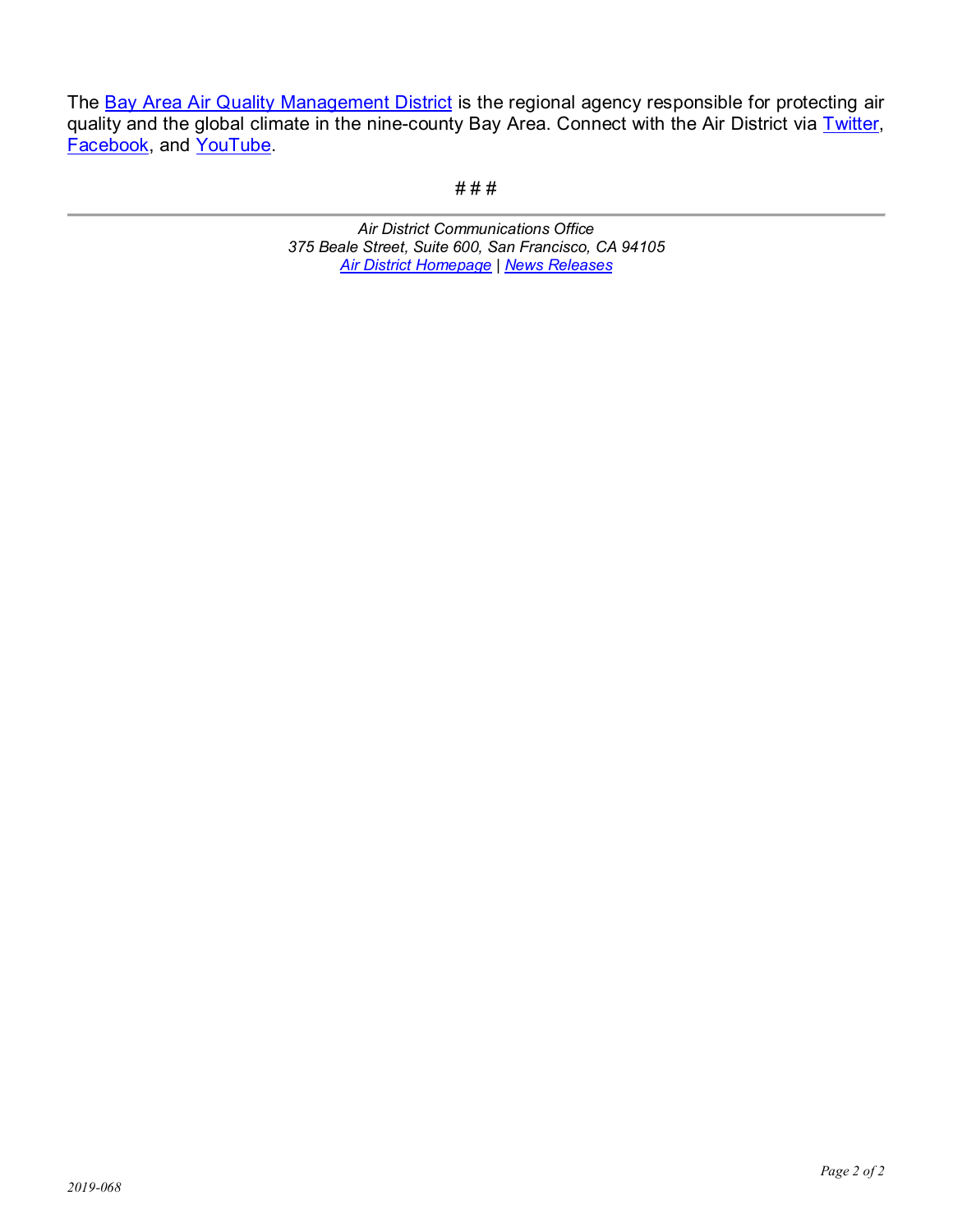The Bay Area Air Quality Management District is the regional agency responsible for protecting air quality and the global climate in the nine-county Bay Area. Connect with the Air District via Twitter, Facebook, and YouTube.

# # #

---

*Air District Communications Office*
*375 Beale Street, Suite 600, San Francisco, CA 94105*
*Air District Homepage* | *News Releases*

*2019-068*